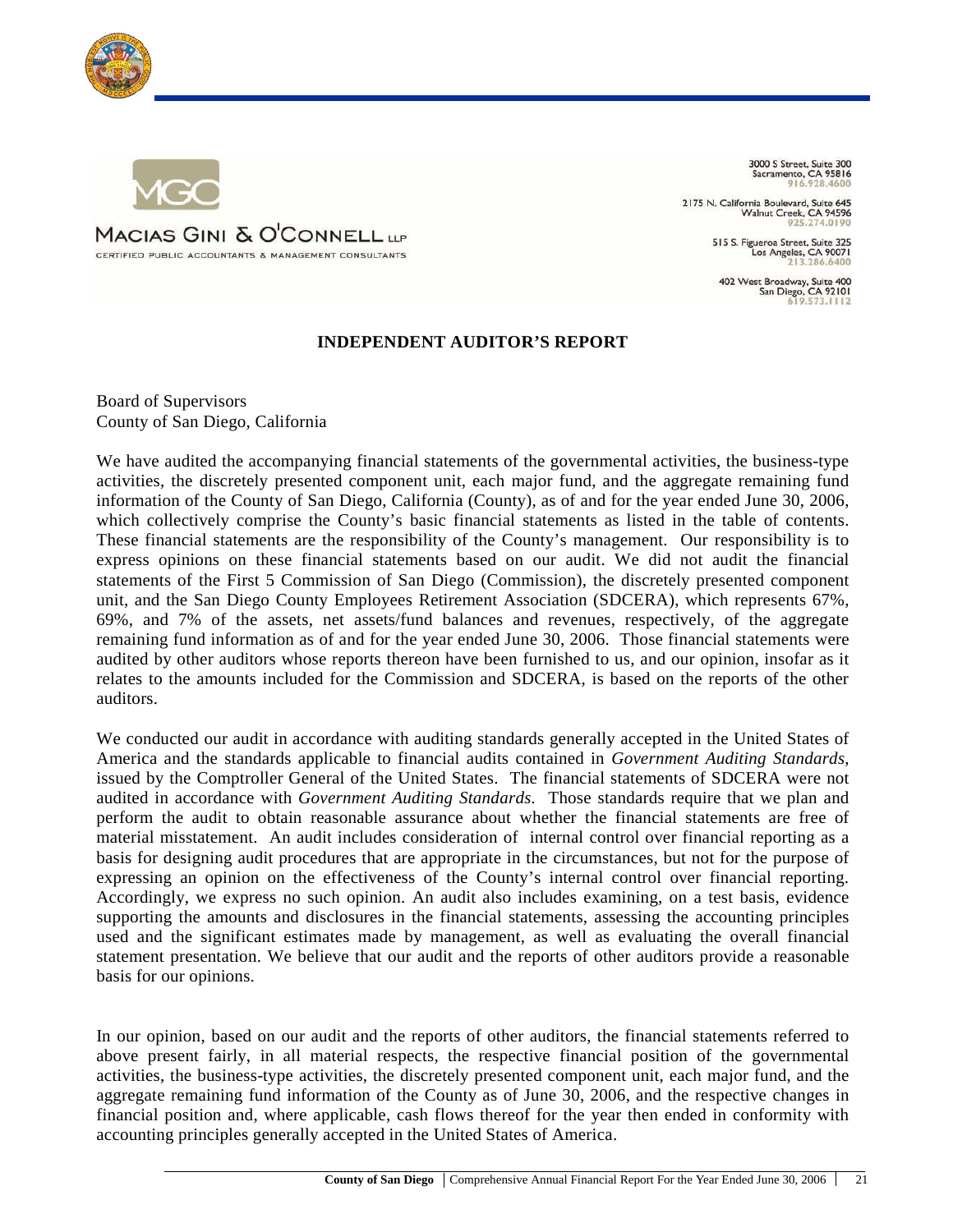MACIAS GINI & O'CONNELL LLP
CERTIFIED PUBLIC ACCOUNTANTS & MANAGEMENT CONSULTANTS

3000 S Street, Suite 300
Sacramento, CA 95816
916.928.4600

2175 N. California Boulevard, Suite 645
Walnut Creek, CA 94596
925.274.0190

515 S. Figueroa Street, Suite 325
Los Angeles, CA 90071
213.286.6400

402 West Broadway, Suite 400
San Diego, CA 92101
619.573.1112

## INDEPENDENT AUDITOR'S REPORT

Board of Supervisors
County of San Diego, California

We have audited the accompanying financial statements of the governmental activities, the business-type activities, the discretely presented component unit, each major fund, and the aggregate remaining fund information of the County of San Diego, California (County), as of and for the year ended June 30, 2006, which collectively comprise the County's basic financial statements as listed in the table of contents. These financial statements are the responsibility of the County's management. Our responsibility is to express opinions on these financial statements based on our audit. We did not audit the financial statements of the First 5 Commission of San Diego (Commission), the discretely presented component unit, and the San Diego County Employees Retirement Association (SDCERA), which represents 67%, 69%, and 7% of the assets, net assets/fund balances and revenues, respectively, of the aggregate remaining fund information as of and for the year ended June 30, 2006. Those financial statements were audited by other auditors whose reports thereon have been furnished to us, and our opinion, insofar as it relates to the amounts included for the Commission and SDCERA, is based on the reports of the other auditors.

We conducted our audit in accordance with auditing standards generally accepted in the United States of America and the standards applicable to financial audits contained in *Government Auditing Standards*, issued by the Comptroller General of the United States. The financial statements of SDCERA were not audited in accordance with *Government Auditing Standards.* Those standards require that we plan and perform the audit to obtain reasonable assurance about whether the financial statements are free of material misstatement. An audit includes consideration of internal control over financial reporting as a basis for designing audit procedures that are appropriate in the circumstances, but not for the purpose of expressing an opinion on the effectiveness of the County's internal control over financial reporting. Accordingly, we express no such opinion. An audit also includes examining, on a test basis, evidence supporting the amounts and disclosures in the financial statements, assessing the accounting principles used and the significant estimates made by management, as well as evaluating the overall financial statement presentation. We believe that our audit and the reports of other auditors provide a reasonable basis for our opinions.

In our opinion, based on our audit and the reports of other auditors, the financial statements referred to above present fairly, in all material respects, the respective financial position of the governmental activities, the business-type activities, the discretely presented component unit, each major fund, and the aggregate remaining fund information of the County as of June 30, 2006, and the respective changes in financial position and, where applicable, cash flows thereof for the year then ended in conformity with accounting principles generally accepted in the United States of America.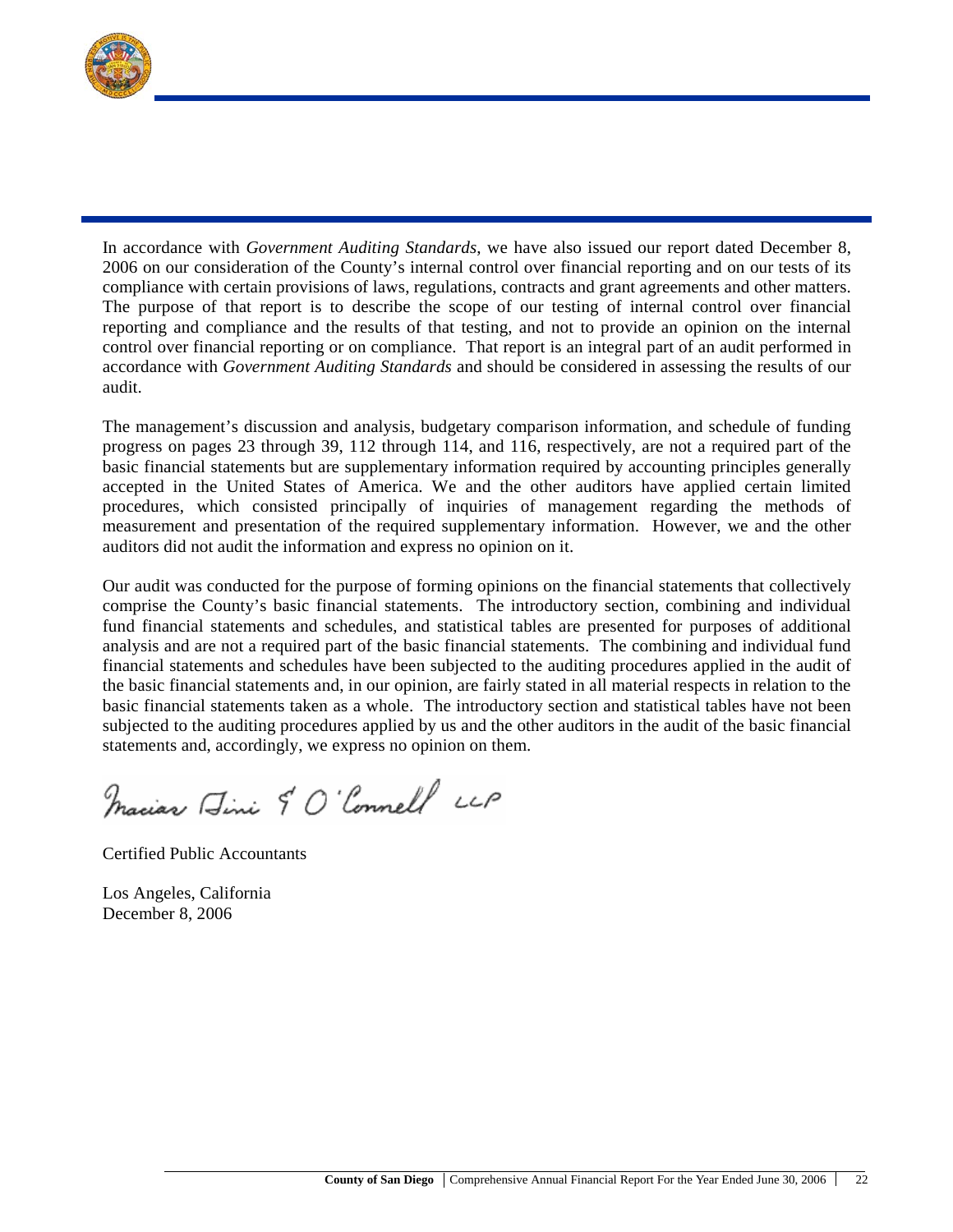In accordance with *Government Auditing Standards*, we have also issued our report dated December 8, 2006 on our consideration of the County's internal control over financial reporting and on our tests of its compliance with certain provisions of laws, regulations, contracts and grant agreements and other matters. The purpose of that report is to describe the scope of our testing of internal control over financial reporting and compliance and the results of that testing, and not to provide an opinion on the internal control over financial reporting or on compliance. That report is an integral part of an audit performed in accordance with *Government Auditing Standards* and should be considered in assessing the results of our audit.

The management's discussion and analysis, budgetary comparison information, and schedule of funding progress on pages 23 through 39, 112 through 114, and 116, respectively, are not a required part of the basic financial statements but are supplementary information required by accounting principles generally accepted in the United States of America. We and the other auditors have applied certain limited procedures, which consisted principally of inquiries of management regarding the methods of measurement and presentation of the required supplementary information. However, we and the other auditors did not audit the information and express no opinion on it.

Our audit was conducted for the purpose of forming opinions on the financial statements that collectively comprise the County's basic financial statements. The introductory section, combining and individual fund financial statements and schedules, and statistical tables are presented for purposes of additional analysis and are not a required part of the basic financial statements. The combining and individual fund financial statements and schedules have been subjected to the auditing procedures applied in the audit of the basic financial statements and, in our opinion, are fairly stated in all material respects in relation to the basic financial statements taken as a whole. The introductory section and statistical tables have not been subjected to the auditing procedures applied by us and the other auditors in the audit of the basic financial statements and, accordingly, we express no opinion on them.

Macias Gini & O'Connell LLP

Certified Public Accountants

Los Angeles, California
December 8, 2006